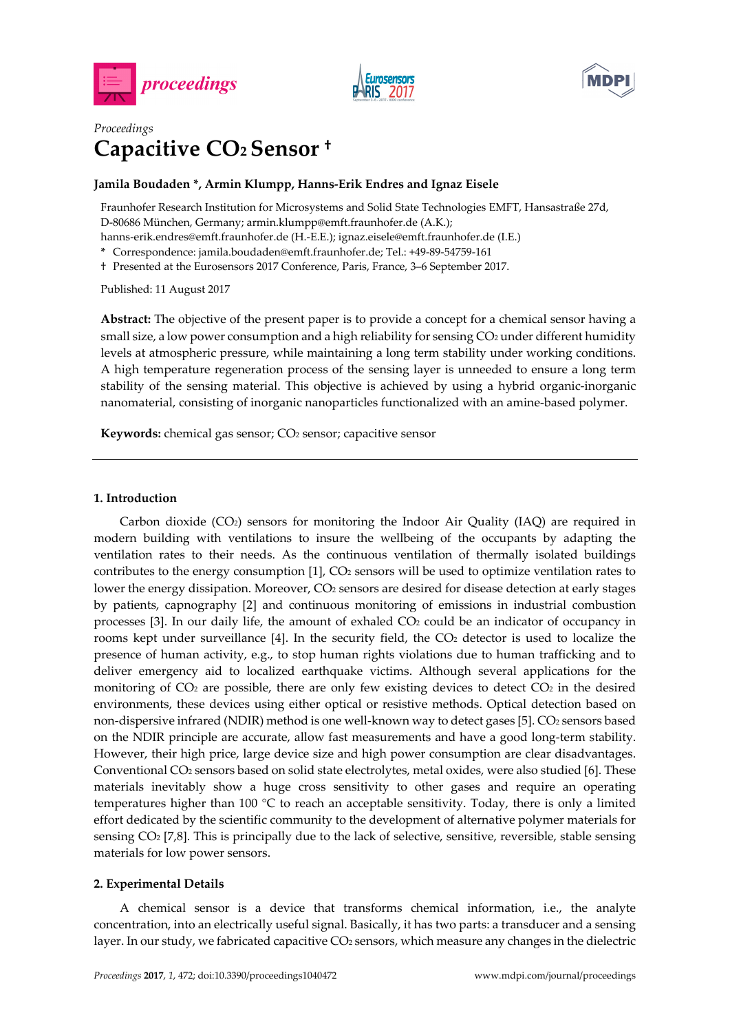*Proceedings*

# Capacitive $CO_2$ Sensor †

**Jamila Boudaden \*, Armin Klumpp, Hanns-Erik Endres and Ignaz Eisele**

Fraunhofer Research Institution for Microsystems and Solid State Technologies EMFT, Hansastraße 27d, D-80686 München, Germany; armin.klumpp@emft.fraunhofer.de (A.K.); hanns-erik.endres@emft.fraunhofer.de (H.-E.E.); ignaz.eisele@emft.fraunhofer.de (I.E.)

\* Correspondence: jamila.boudaden@emft.fraunhofer.de; Tel.: +49-89-54759-161

† Presented at the Eurosensors 2017 Conference, Paris, France, 3–6 September 2017.

Published: 11 August 2017

**Abstract:** The objective of the present paper is to provide a concept for a chemical sensor having a small size, a low power consumption and a high reliability for sensing $CO_2$ under different humidity levels at atmospheric pressure, while maintaining a long term stability under working conditions. A high temperature regeneration process of the sensing layer is unneeded to ensure a long term stability of the sensing material. This objective is achieved by using a hybrid organic-inorganic nanomaterial, consisting of inorganic nanoparticles functionalized with an amine-based polymer.

**Keywords:** chemical gas sensor; $CO_2$ sensor; capacitive sensor

## 1. Introduction

Carbon dioxide ($CO_2$) sensors for monitoring the Indoor Air Quality (IAQ) are required in modern building with ventilations to insure the wellbeing of the occupants by adapting the ventilation rates to their needs. As the continuous ventilation of thermally isolated buildings contributes to the energy consumption [1], $CO_2$ sensors will be used to optimize ventilation rates to lower the energy dissipation. Moreover, $CO_2$ sensors are desired for disease detection at early stages by patients, capnography [2] and continuous monitoring of emissions in industrial combustion processes [3]. In our daily life, the amount of exhaled $CO_2$ could be an indicator of occupancy in rooms kept under surveillance [4]. In the security field, the $CO_2$ detector is used to localize the presence of human activity, e.g., to stop human rights violations due to human trafficking and to deliver emergency aid to localized earthquake victims. Although several applications for the monitoring of $CO_2$ are possible, there are only few existing devices to detect $CO_2$ in the desired environments, these devices using either optical or resistive methods. Optical detection based on non-dispersive infrared (NDIR) method is one well-known way to detect gases [5]. $CO_2$ sensors based on the NDIR principle are accurate, allow fast measurements and have a good long-term stability. However, their high price, large device size and high power consumption are clear disadvantages. Conventional $CO_2$ sensors based on solid state electrolytes, metal oxides, were also studied [6]. These materials inevitably show a huge cross sensitivity to other gases and require an operating temperatures higher than 100 °C to reach an acceptable sensitivity. Today, there is only a limited effort dedicated by the scientific community to the development of alternative polymer materials for sensing $CO_2$ [7,8]. This is principally due to the lack of selective, sensitive, reversible, stable sensing materials for low power sensors.

## 2. Experimental Details

A chemical sensor is a device that transforms chemical information, i.e., the analyte concentration, into an electrically useful signal. Basically, it has two parts: a transducer and a sensing layer. In our study, we fabricated capacitive $CO_2$ sensors, which measure any changes in the dielectric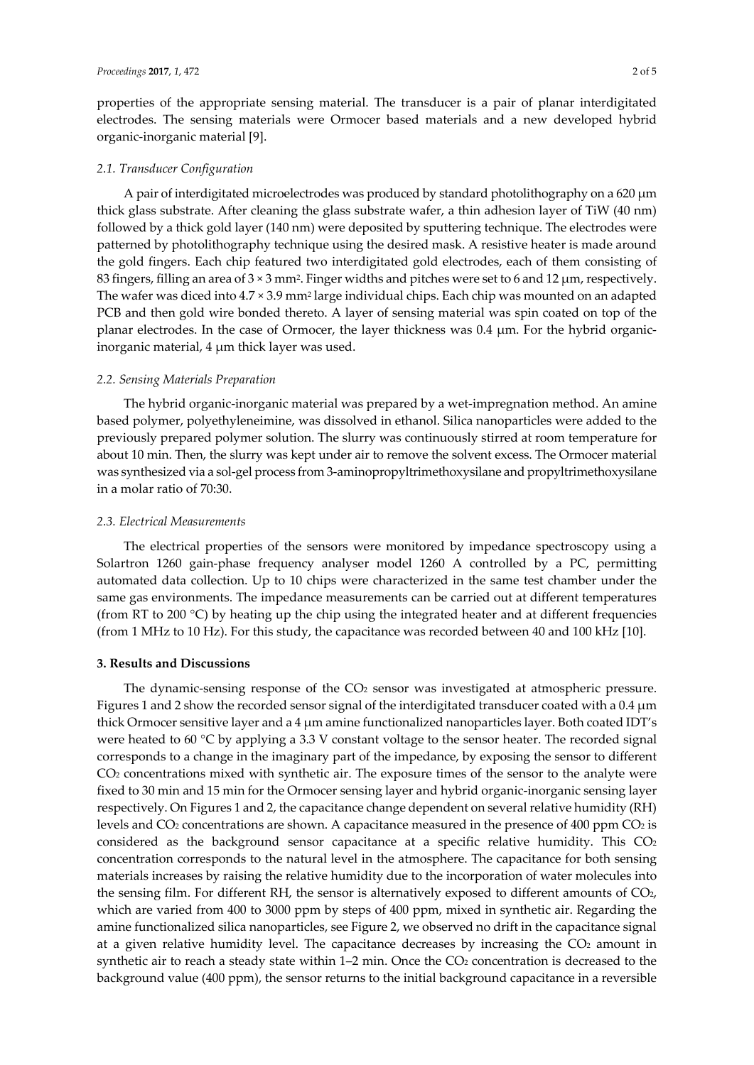properties of the appropriate sensing material. The transducer is a pair of planar interdigitated electrodes. The sensing materials were Ormocer based materials and a new developed hybrid organic-inorganic material [9].

### *2.1. Transducer Configuration*

A pair of interdigitated microelectrodes was produced by standard photolithography on a 620 μm thick glass substrate. After cleaning the glass substrate wafer, a thin adhesion layer of TiW (40 nm) followed by a thick gold layer (140 nm) were deposited by sputtering technique. The electrodes were patterned by photolithography technique using the desired mask. A resistive heater is made around the gold fingers. Each chip featured two interdigitated gold electrodes, each of them consisting of 83 fingers, filling an area of 3 × 3 mm$^2$. Finger widths and pitches were set to 6 and 12 μm, respectively. The wafer was diced into 4.7 × 3.9 mm$^2$ large individual chips. Each chip was mounted on an adapted PCB and then gold wire bonded thereto. A layer of sensing material was spin coated on top of the planar electrodes. In the case of Ormocer, the layer thickness was 0.4 μm. For the hybrid organic-inorganic material, 4 μm thick layer was used.

### *2.2. Sensing Materials Preparation*

The hybrid organic-inorganic material was prepared by a wet-impregnation method. An amine based polymer, polyethyleneimine, was dissolved in ethanol. Silica nanoparticles were added to the previously prepared polymer solution. The slurry was continuously stirred at room temperature for about 10 min. Then, the slurry was kept under air to remove the solvent excess. The Ormocer material was synthesized via a sol-gel process from 3-aminopropyltrimethoxysilane and propyltrimethoxysilane in a molar ratio of 70:30.

### *2.3. Electrical Measurements*

The electrical properties of the sensors were monitored by impedance spectroscopy using a Solartron 1260 gain-phase frequency analyser model 1260 A controlled by a PC, permitting automated data collection. Up to 10 chips were characterized in the same test chamber under the same gas environments. The impedance measurements can be carried out at different temperatures (from RT to 200 °C) by heating up the chip using the integrated heater and at different frequencies (from 1 MHz to 10 Hz). For this study, the capacitance was recorded between 40 and 100 kHz [10].

## **3. Results and Discussions**

The dynamic-sensing response of the $CO_2$ sensor was investigated at atmospheric pressure. Figures 1 and 2 show the recorded sensor signal of the interdigitated transducer coated with a 0.4 μm thick Ormocer sensitive layer and a 4 μm amine functionalized nanoparticles layer. Both coated IDT's were heated to 60 °C by applying a 3.3 V constant voltage to the sensor heater. The recorded signal corresponds to a change in the imaginary part of the impedance, by exposing the sensor to different $CO_2$ concentrations mixed with synthetic air. The exposure times of the sensor to the analyte were fixed to 30 min and 15 min for the Ormocer sensing layer and hybrid organic-inorganic sensing layer respectively. On Figures 1 and 2, the capacitance change dependent on several relative humidity (RH) levels and $CO_2$ concentrations are shown. A capacitance measured in the presence of 400 ppm $CO_2$ is considered as the background sensor capacitance at a specific relative humidity. This $CO_2$ concentration corresponds to the natural level in the atmosphere. The capacitance for both sensing materials increases by raising the relative humidity due to the incorporation of water molecules into the sensing film. For different RH, the sensor is alternatively exposed to different amounts of $CO_2$, which are varied from 400 to 3000 ppm by steps of 400 ppm, mixed in synthetic air. Regarding the amine functionalized silica nanoparticles, see Figure 2, we observed no drift in the capacitance signal at a given relative humidity level. The capacitance decreases by increasing the $CO_2$ amount in synthetic air to reach a steady state within 1–2 min. Once the $CO_2$ concentration is decreased to the background value (400 ppm), the sensor returns to the initial background capacitance in a reversible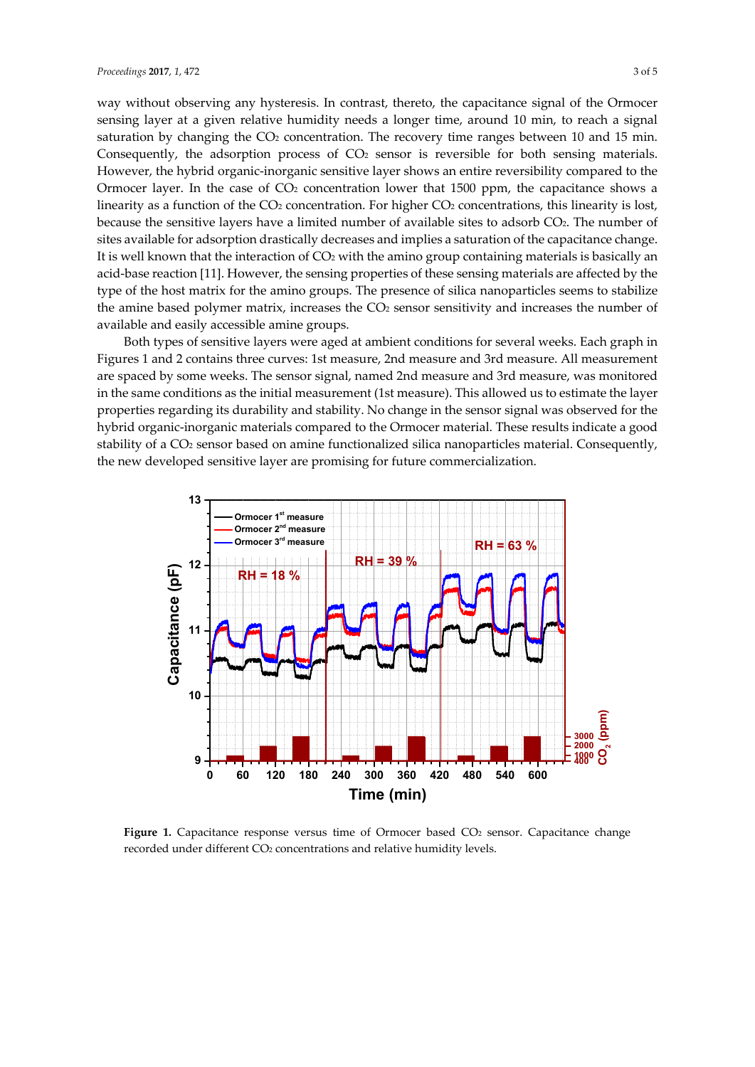way without observing any hysteresis. In contrast, thereto, the capacitance signal of the Ormocer sensing layer at a given relative humidity needs a longer time, around 10 min, to reach a signal saturation by changing the $CO_2$ concentration. The recovery time ranges between 10 and 15 min. Consequently, the adsorption process of $CO_2$ sensor is reversible for both sensing materials. However, the hybrid organic-inorganic sensitive layer shows an entire reversibility compared to the Ormocer layer. In the case of $CO_2$ concentration lower that 1500 ppm, the capacitance shows a linearity as a function of the $CO_2$ concentration. For higher $CO_2$ concentrations, this linearity is lost, because the sensitive layers have a limited number of available sites to adsorb $CO_2$. The number of sites available for adsorption drastically decreases and implies a saturation of the capacitance change. It is well known that the interaction of $CO_2$ with the amino group containing materials is basically an acid-base reaction [11]. However, the sensing properties of these sensing materials are affected by the type of the host matrix for the amino groups. The presence of silica nanoparticles seems to stabilize the amine based polymer matrix, increases the $CO_2$ sensor sensitivity and increases the number of available and easily accessible amine groups.

Both types of sensitive layers were aged at ambient conditions for several weeks. Each graph in Figures 1 and 2 contains three curves: 1st measure, 2nd measure and 3rd measure. All measurement are spaced by some weeks. The sensor signal, named 2nd measure and 3rd measure, was monitored in the same conditions as the initial measurement (1st measure). This allowed us to estimate the layer properties regarding its durability and stability. No change in the sensor signal was observed for the hybrid organic-inorganic materials compared to the Ormocer material. These results indicate a good stability of a $CO_2$ sensor based on amine functionalized silica nanoparticles material. Consequently, the new developed sensitive layer are promising for future commercialization.

Ormocer 1st measure
Ormocer 2nd measure
Ormocer 3rd measure
RH = 18 %
RH = 39 %
RH = 63 %
Capacitance (pF)
13
12
11
10
9
Time (min)
0 60 120 180 240 300 360 420 480 540 600
$CO_2$ (ppm)
3000
2000
1000
400

**Figure 1.** Capacitance response versus time of Ormocer based $CO_2$ sensor. Capacitance change recorded under different $CO_2$ concentrations and relative humidity levels.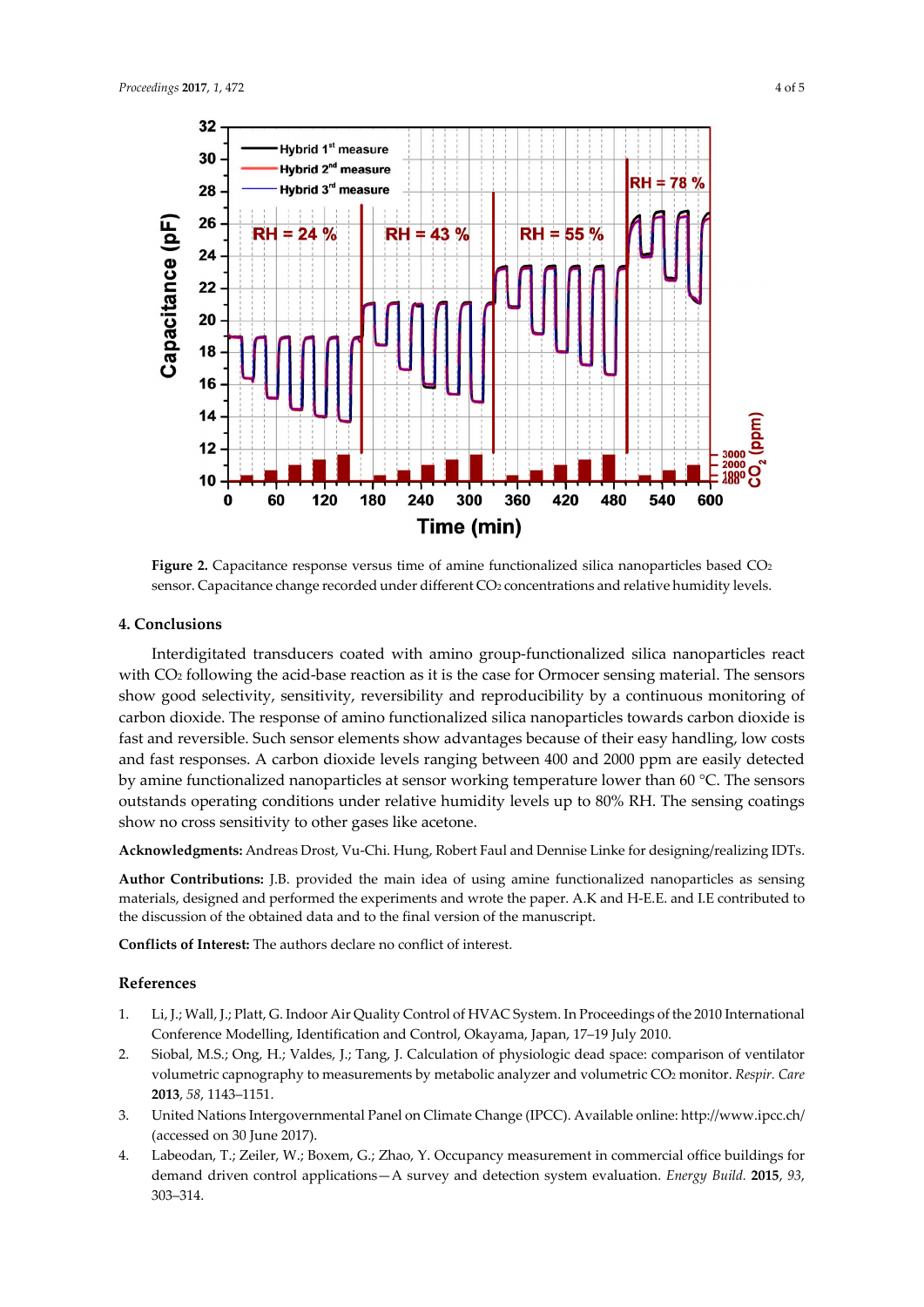Hybrid 1st measure
Hybrid 2nd measure
Hybrid 3rd measure
RH = 24 %
RH = 43 %
RH = 55 %
RH = 78 %
Capacitance (pF)
32
30
28
26
24
22
20
18
16
14
12
10
0 60 120 180 240 300 360 420 480 540 600
Time (min)
3000
2000
1000
400
$CO_2$ (ppm)

**Figure 2.** Capacitance response versus time of amine functionalized silica nanoparticles based $CO_2$ sensor. Capacitance change recorded under different $CO_2$ concentrations and relative humidity levels.

## 4. Conclusions

Interdigitated transducers coated with amino group-functionalized silica nanoparticles react with $CO_2$ following the acid-base reaction as it is the case for Ormocer sensing material. The sensors show good selectivity, sensitivity, reversibility and reproducibility by a continuous monitoring of carbon dioxide. The response of amino functionalized silica nanoparticles towards carbon dioxide is fast and reversible. Such sensor elements show advantages because of their easy handling, low costs and fast responses. A carbon dioxide levels ranging between 400 and 2000 ppm are easily detected by amine functionalized nanoparticles at sensor working temperature lower than 60 °C. The sensors outstands operating conditions under relative humidity levels up to 80% RH. The sensing coatings show no cross sensitivity to other gases like acetone.

**Acknowledgments:** Andreas Drost, Vu-Chi. Hung, Robert Faul and Dennise Linke for designing/realizing IDTs.

**Author Contributions:** J.B. provided the main idea of using amine functionalized nanoparticles as sensing materials, designed and performed the experiments and wrote the paper. A.K and H-E.E. and I.E contributed to the discussion of the obtained data and to the final version of the manuscript.

**Conflicts of Interest:** The authors declare no conflict of interest.

## References

1. Li, J.; Wall, J.; Platt, G. Indoor Air Quality Control of HVAC System. In Proceedings of the 2010 International Conference Modelling, Identification and Control, Okayama, Japan, 17–19 July 2010.
2. Siobal, M.S.; Ong, H.; Valdes, J.; Tang, J. Calculation of physiologic dead space: comparison of ventilator volumetric capnography to measurements by metabolic analyzer and volumetric $CO_2$ monitor. *Respir. Care* **2013**, *58*, 1143–1151.
3. United Nations Intergovernmental Panel on Climate Change (IPCC). Available online: http://www.ipcc.ch/ (accessed on 30 June 2017).
4. Labeodan, T.; Zeiler, W.; Boxem, G.; Zhao, Y. Occupancy measurement in commercial office buildings for demand driven control applications—A survey and detection system evaluation. *Energy Build.* **2015**, *93*, 303–314.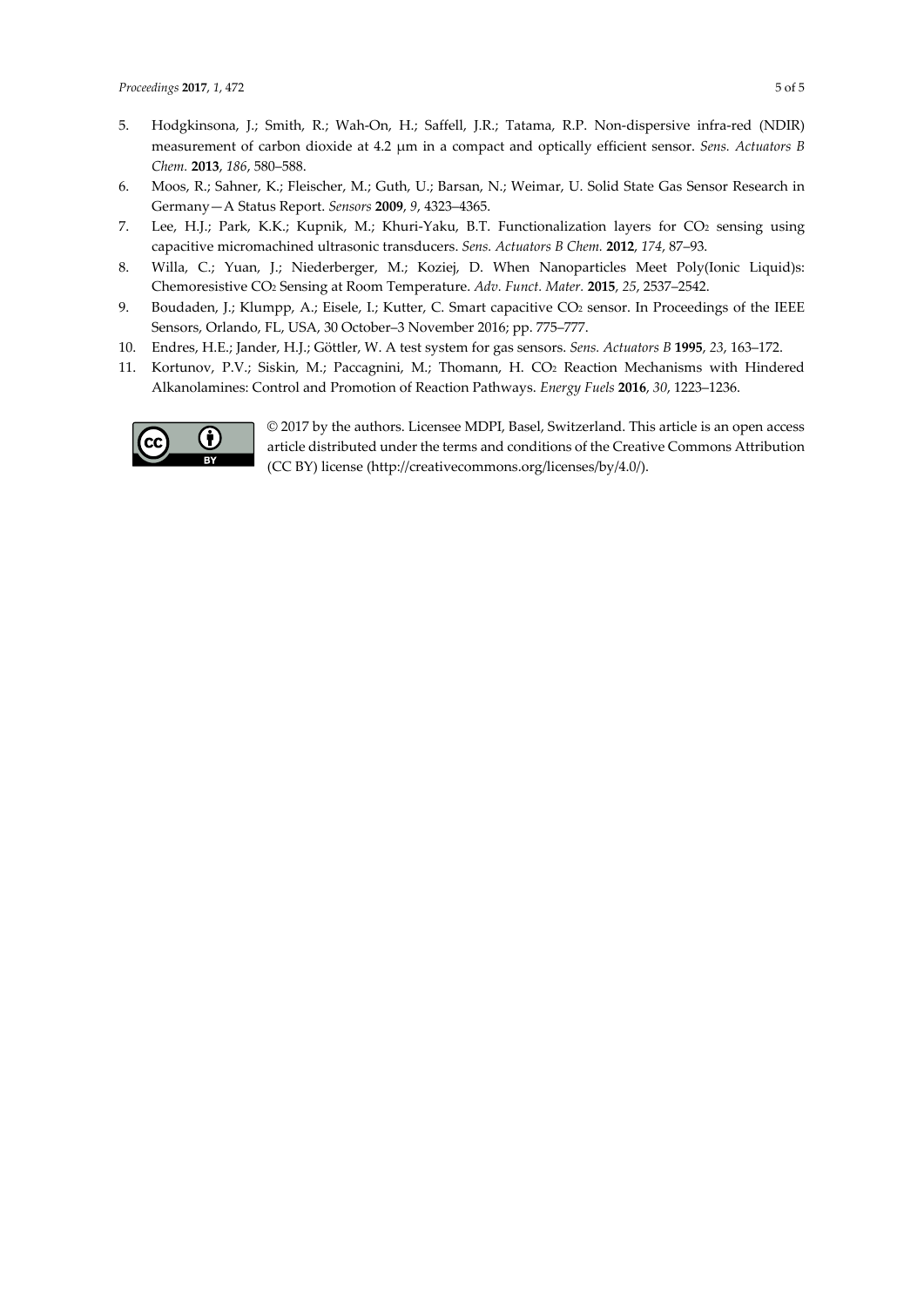5. Hodgkinsona, J.; Smith, R.; Wah-On, H.; Saffell, J.R.; Tatama, R.P. Non-dispersive infra-red (NDIR) measurement of carbon dioxide at 4.2 μm in a compact and optically efficient sensor. *Sens. Actuators B Chem.* **2013**, *186*, 580–588.
6. Moos, R.; Sahner, K.; Fleischer, M.; Guth, U.; Barsan, N.; Weimar, U. Solid State Gas Sensor Research in Germany—A Status Report. *Sensors* **2009**, *9*, 4323–4365.
7. Lee, H.J.; Park, K.K.; Kupnik, M.; Khuri-Yaku, B.T. Functionalization layers for $CO_2$ sensing using capacitive micromachined ultrasonic transducers. *Sens. Actuators B Chem.* **2012**, *174*, 87–93.
8. Willa, C.; Yuan, J.; Niederberger, M.; Koziej, D. When Nanoparticles Meet Poly(Ionic Liquid)s: Chemoresistive $CO_2$ Sensing at Room Temperature. *Adv. Funct. Mater.* **2015**, *25*, 2537–2542.
9. Boudaden, J.; Klumpp, A.; Eisele, I.; Kutter, C. Smart capacitive $CO_2$ sensor. In Proceedings of the IEEE Sensors, Orlando, FL, USA, 30 October–3 November 2016; pp. 775–777.
10. Endres, H.E.; Jander, H.J.; Göttler, W. A test system for gas sensors. *Sens. Actuators B* **1995**, *23*, 163–172.
11. Kortunov, P.V.; Siskin, M.; Paccagnini, M.; Thomann, H. $CO_2$ Reaction Mechanisms with Hindered Alkanolamines: Control and Promotion of Reaction Pathways. *Energy Fuels* **2016**, *30*, 1223–1236.

© 2017 by the authors. Licensee MDPI, Basel, Switzerland. This article is an open access article distributed under the terms and conditions of the Creative Commons Attribution (CC BY) license (http://creativecommons.org/licenses/by/4.0/).